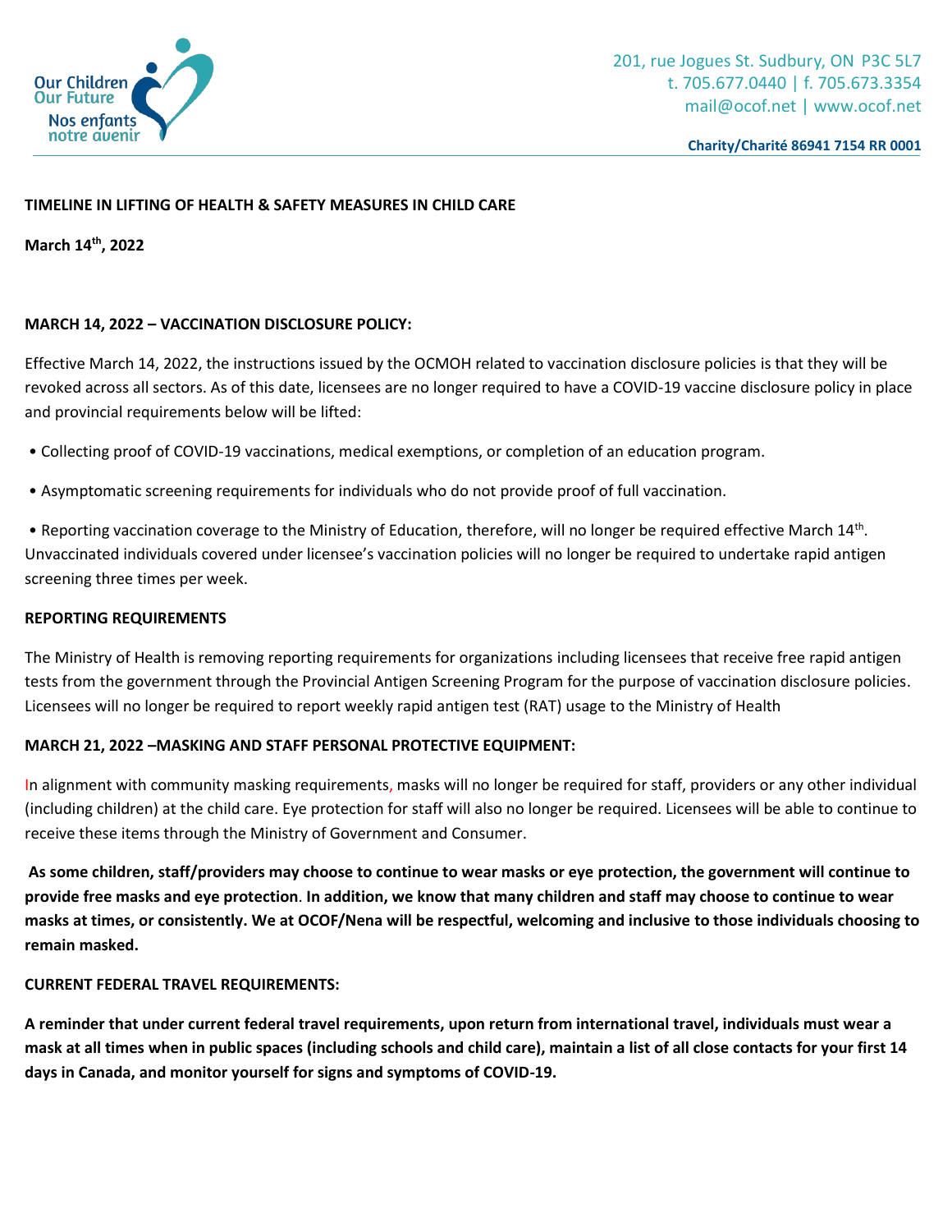Our Children Our Future
Nos enfants notre avenir

201, rue Jogues St. Sudbury, ON P3C 5L7
t. 705.677.0440 | f. 705.673.3354
mail@ocof.net | www.ocof.net

**Charity/Charité 86941 7154 RR 0001**

**TIMELINE IN LIFTING OF HEALTH & SAFETY MEASURES IN CHILD CARE**

**March 14th, 2022**

**MARCH 14, 2022 – VACCINATION DISCLOSURE POLICY:**

Effective March 14, 2022, the instructions issued by the OCMOH related to vaccination disclosure policies is that they will be revoked across all sectors. As of this date, licensees are no longer required to have a COVID-19 vaccine disclosure policy in place and provincial requirements below will be lifted:

- Collecting proof of COVID-19 vaccinations, medical exemptions, or completion of an education program.
- Asymptomatic screening requirements for individuals who do not provide proof of full vaccination.
- Reporting vaccination coverage to the Ministry of Education, therefore, will no longer be required effective March 14th. Unvaccinated individuals covered under licensee's vaccination policies will no longer be required to undertake rapid antigen screening three times per week.

**REPORTING REQUIREMENTS**

The Ministry of Health is removing reporting requirements for organizations including licensees that receive free rapid antigen tests from the government through the Provincial Antigen Screening Program for the purpose of vaccination disclosure policies. Licensees will no longer be required to report weekly rapid antigen test (RAT) usage to the Ministry of Health

**MARCH 21, 2022 –MASKING AND STAFF PERSONAL PROTECTIVE EQUIPMENT:**

In alignment with community masking requirements, masks will no longer be required for staff, providers or any other individual (including children) at the child care. Eye protection for staff will also no longer be required. Licensees will be able to continue to receive these items through the Ministry of Government and Consumer.

**As some children, staff/providers may choose to continue to wear masks or eye protection, the government will continue to provide free masks and eye protection. In addition, we know that many children and staff may choose to continue to wear masks at times, or consistently. We at OCOF/Nena will be respectful, welcoming and inclusive to those individuals choosing to remain masked.**

**CURRENT FEDERAL TRAVEL REQUIREMENTS:**

**A reminder that under current federal travel requirements, upon return from international travel, individuals must wear a mask at all times when in public spaces (including schools and child care), maintain a list of all close contacts for your first 14 days in Canada, and monitor yourself for signs and symptoms of COVID-19.**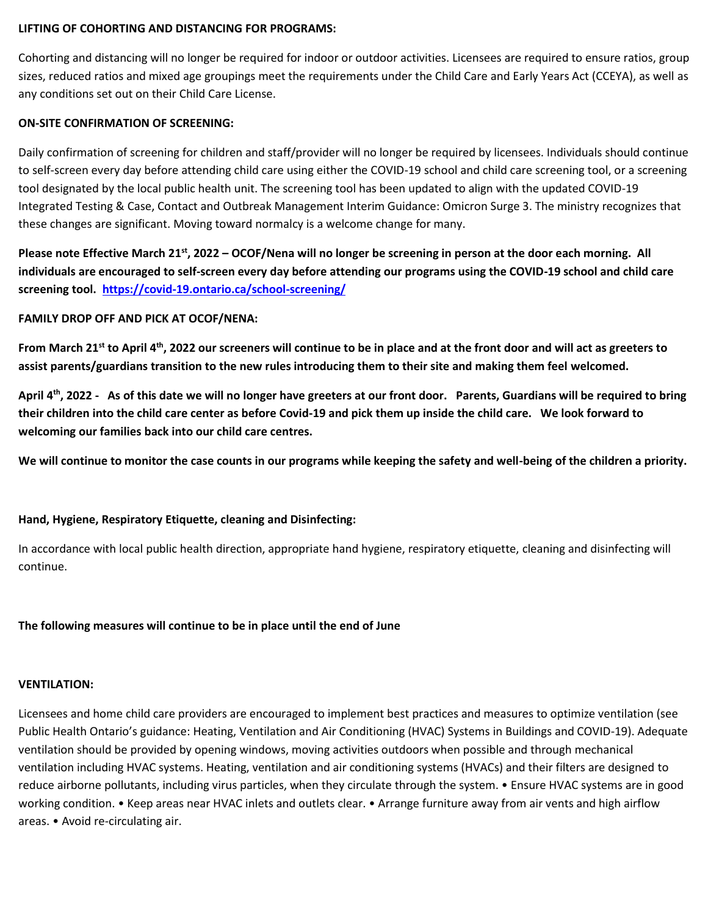**LIFTING OF COHORTING AND DISTANCING FOR PROGRAMS:**

Cohorting and distancing will no longer be required for indoor or outdoor activities. Licensees are required to ensure ratios, group sizes, reduced ratios and mixed age groupings meet the requirements under the Child Care and Early Years Act (CCEYA), as well as any conditions set out on their Child Care License.

**ON-SITE CONFIRMATION OF SCREENING:**

Daily confirmation of screening for children and staff/provider will no longer be required by licensees. Individuals should continue to self-screen every day before attending child care using either the COVID-19 school and child care screening tool, or a screening tool designated by the local public health unit. The screening tool has been updated to align with the updated COVID-19 Integrated Testing & Case, Contact and Outbreak Management Interim Guidance: Omicron Surge 3. The ministry recognizes that these changes are significant. Moving toward normalcy is a welcome change for many.

**Please note Effective March 21st, 2022 – OCOF/Nena will no longer be screening in person at the door each morning. All individuals are encouraged to self-screen every day before attending our programs using the COVID-19 school and child care screening tool. [https://covid-19.ontario.ca/school-screening/](https://covid-19.ontario.ca/school-screening/)**

**FAMILY DROP OFF AND PICK AT OCOF/NENA:**

**From March 21st to April 4th, 2022 our screeners will continue to be in place and at the front door and will act as greeters to assist parents/guardians transition to the new rules introducing them to their site and making them feel welcomed.**

**April 4th, 2022 - As of this date we will no longer have greeters at our front door. Parents, Guardians will be required to bring their children into the child care center as before Covid-19 and pick them up inside the child care. We look forward to welcoming our families back into our child care centres.**

**We will continue to monitor the case counts in our programs while keeping the safety and well-being of the children a priority.**

**Hand, Hygiene, Respiratory Etiquette, cleaning and Disinfecting:**

In accordance with local public health direction, appropriate hand hygiene, respiratory etiquette, cleaning and disinfecting will continue.

**The following measures will continue to be in place until the end of June**

**VENTILATION:**

Licensees and home child care providers are encouraged to implement best practices and measures to optimize ventilation (see Public Health Ontario's guidance: Heating, Ventilation and Air Conditioning (HVAC) Systems in Buildings and COVID-19). Adequate ventilation should be provided by opening windows, moving activities outdoors when possible and through mechanical ventilation including HVAC systems. Heating, ventilation and air conditioning systems (HVACs) and their filters are designed to reduce airborne pollutants, including virus particles, when they circulate through the system. • Ensure HVAC systems are in good working condition. • Keep areas near HVAC inlets and outlets clear. • Arrange furniture away from air vents and high airflow areas. • Avoid re-circulating air.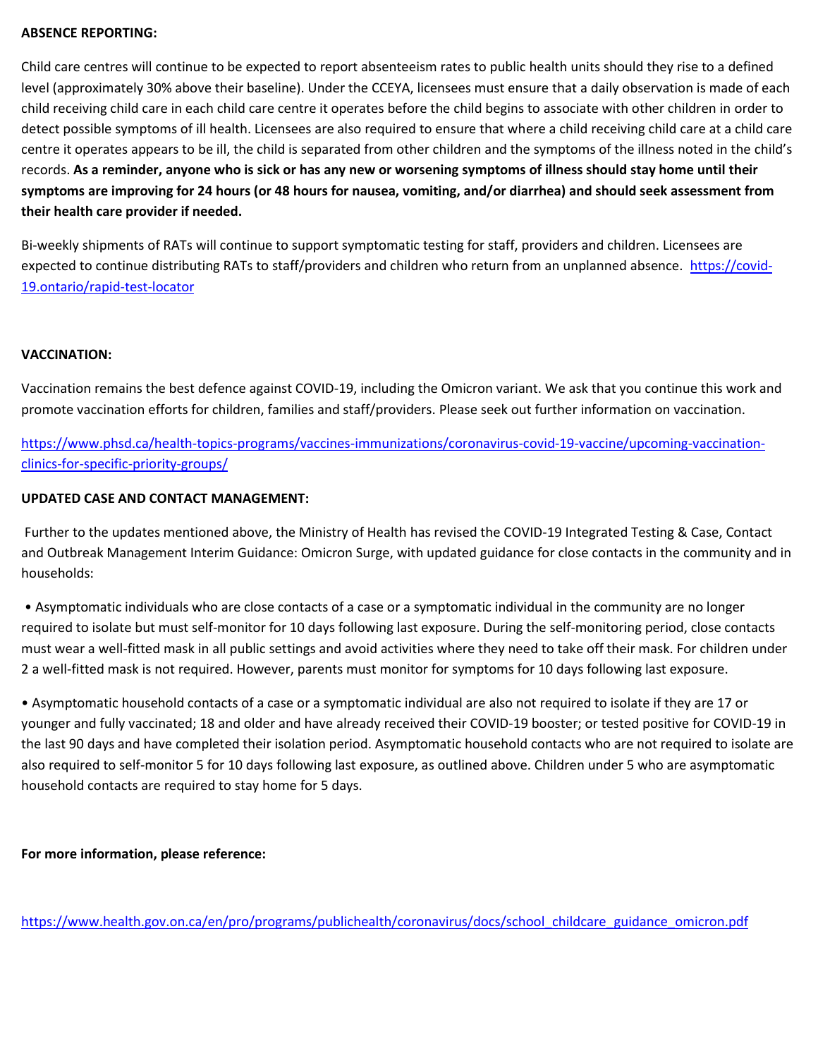**ABSENCE REPORTING:**

Child care centres will continue to be expected to report absenteeism rates to public health units should they rise to a defined level (approximately 30% above their baseline). Under the CCEYA, licensees must ensure that a daily observation is made of each child receiving child care in each child care centre it operates before the child begins to associate with other children in order to detect possible symptoms of ill health. Licensees are also required to ensure that where a child receiving child care at a child care centre it operates appears to be ill, the child is separated from other children and the symptoms of the illness noted in the child's records. **As a reminder, anyone who is sick or has any new or worsening symptoms of illness should stay home until their symptoms are improving for 24 hours (or 48 hours for nausea, vomiting, and/or diarrhea) and should seek assessment from their health care provider if needed.**

Bi-weekly shipments of RATs will continue to support symptomatic testing for staff, providers and children. Licensees are expected to continue distributing RATs to staff/providers and children who return from an unplanned absence. https://covid-19.ontario/rapid-test-locator

**VACCINATION:**

Vaccination remains the best defence against COVID-19, including the Omicron variant. We ask that you continue this work and promote vaccination efforts for children, families and staff/providers. Please seek out further information on vaccination.

https://www.phsd.ca/health-topics-programs/vaccines-immunizations/coronavirus-covid-19-vaccine/upcoming-vaccination-clinics-for-specific-priority-groups/

**UPDATED CASE AND CONTACT MANAGEMENT:**

Further to the updates mentioned above, the Ministry of Health has revised the COVID-19 Integrated Testing & Case, Contact and Outbreak Management Interim Guidance: Omicron Surge, with updated guidance for close contacts in the community and in households:

- Asymptomatic individuals who are close contacts of a case or a symptomatic individual in the community are no longer required to isolate but must self-monitor for 10 days following last exposure. During the self-monitoring period, close contacts must wear a well-fitted mask in all public settings and avoid activities where they need to take off their mask. For children under 2 a well-fitted mask is not required. However, parents must monitor for symptoms for 10 days following last exposure.

- Asymptomatic household contacts of a case or a symptomatic individual are also not required to isolate if they are 17 or younger and fully vaccinated; 18 and older and have already received their COVID-19 booster; or tested positive for COVID-19 in the last 90 days and have completed their isolation period. Asymptomatic household contacts who are not required to isolate are also required to self-monitor 5 for 10 days following last exposure, as outlined above. Children under 5 who are asymptomatic household contacts are required to stay home for 5 days.

**For more information, please reference:**

https://www.health.gov.on.ca/en/pro/programs/publichealth/coronavirus/docs/school_childcare_guidance_omicron.pdf